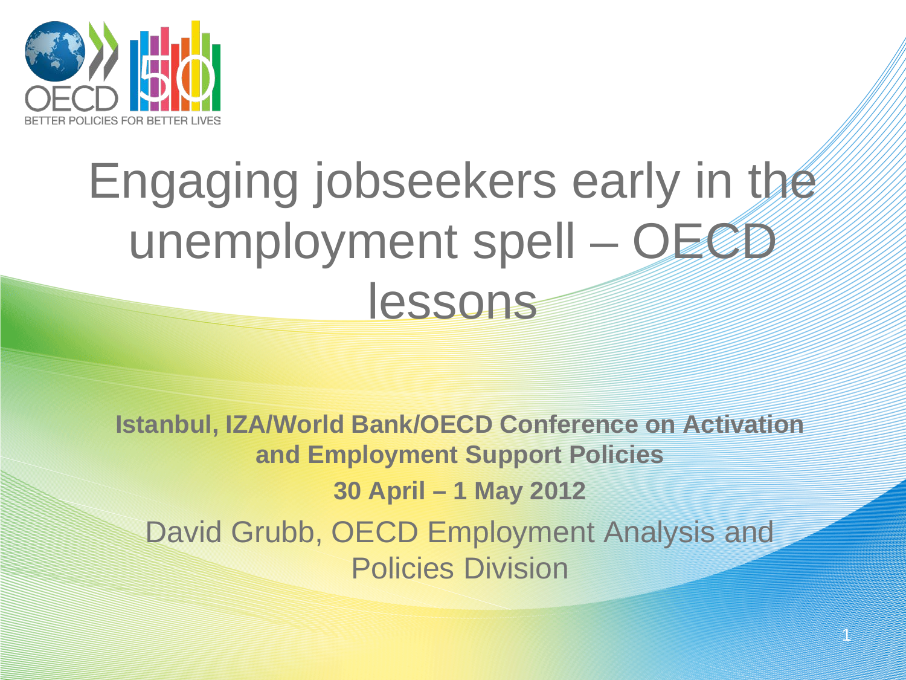# Engaging jobseekers early in the unemployment spell – OECD lessons

**Istanbul, IZA/World Bank/OECD Conference on Activation and Employment Support Policies**

**30 April – 1 May 2012**

David Grubb, OECD Employment Analysis and Policies Division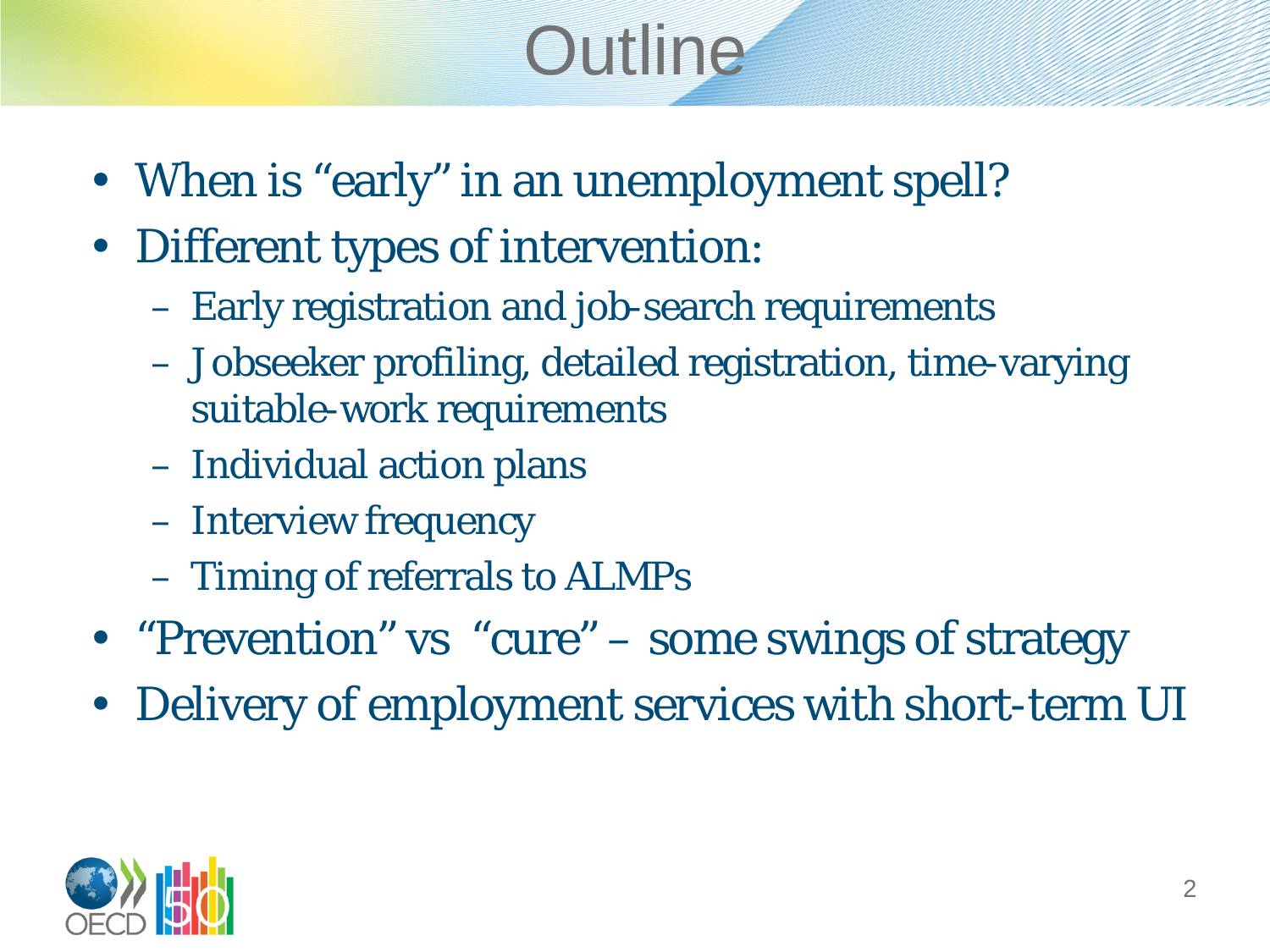# Outline

- When is "early" in an unemployment spell?
- Different types of intervention:
  - Early registration and job-search requirements
  - Jobseeker profiling, detailed registration, time-varying suitable-work requirements
  - Individual action plans
  - Interview frequency
  - Timing of referrals to ALMPs
- "Prevention" vs "cure" – some swings of strategy
- Delivery of employment services with short-term UI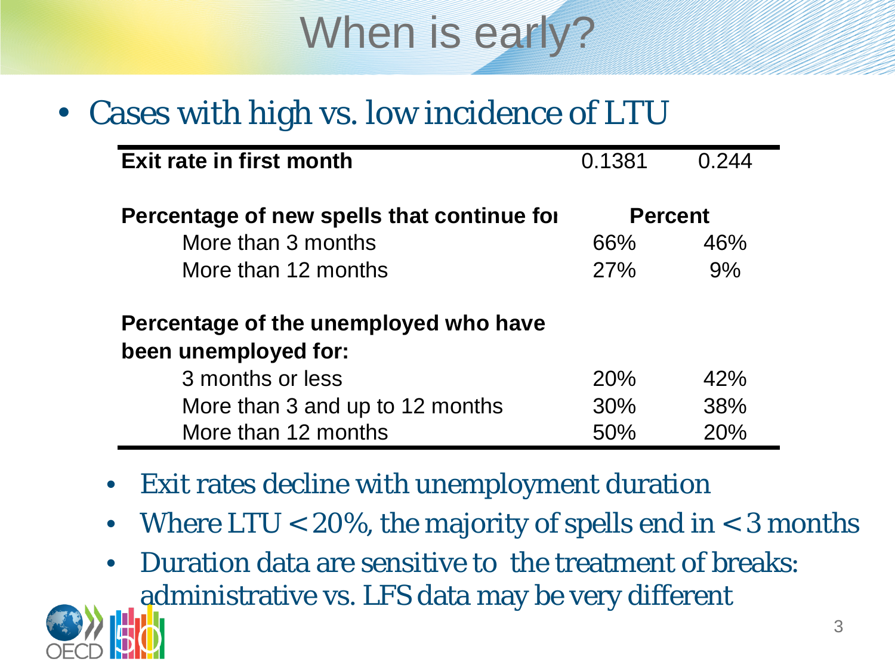# When is early?

- Cases with high vs. low incidence of LTU

| Exit rate in first month | 0.1381 | 0.244 |
|---|---|---|
| **Percentage of new spells that continue for** | **Percent** | |
| More than 3 months | 66% | 46% |
| More than 12 months | 27% | 9% |
| **Percentage of the unemployed who have been unemployed for:** | | |
| 3 months or less | 20% | 42% |
| More than 3 and up to 12 months | 30% | 38% |
| More than 12 months | 50% | 20% |

- Exit rates decline with unemployment duration
- Where LTU < 20%, the majority of spells end in < 3 months
- Duration data are sensitive to the treatment of breaks: administrative vs. LFS data may be very different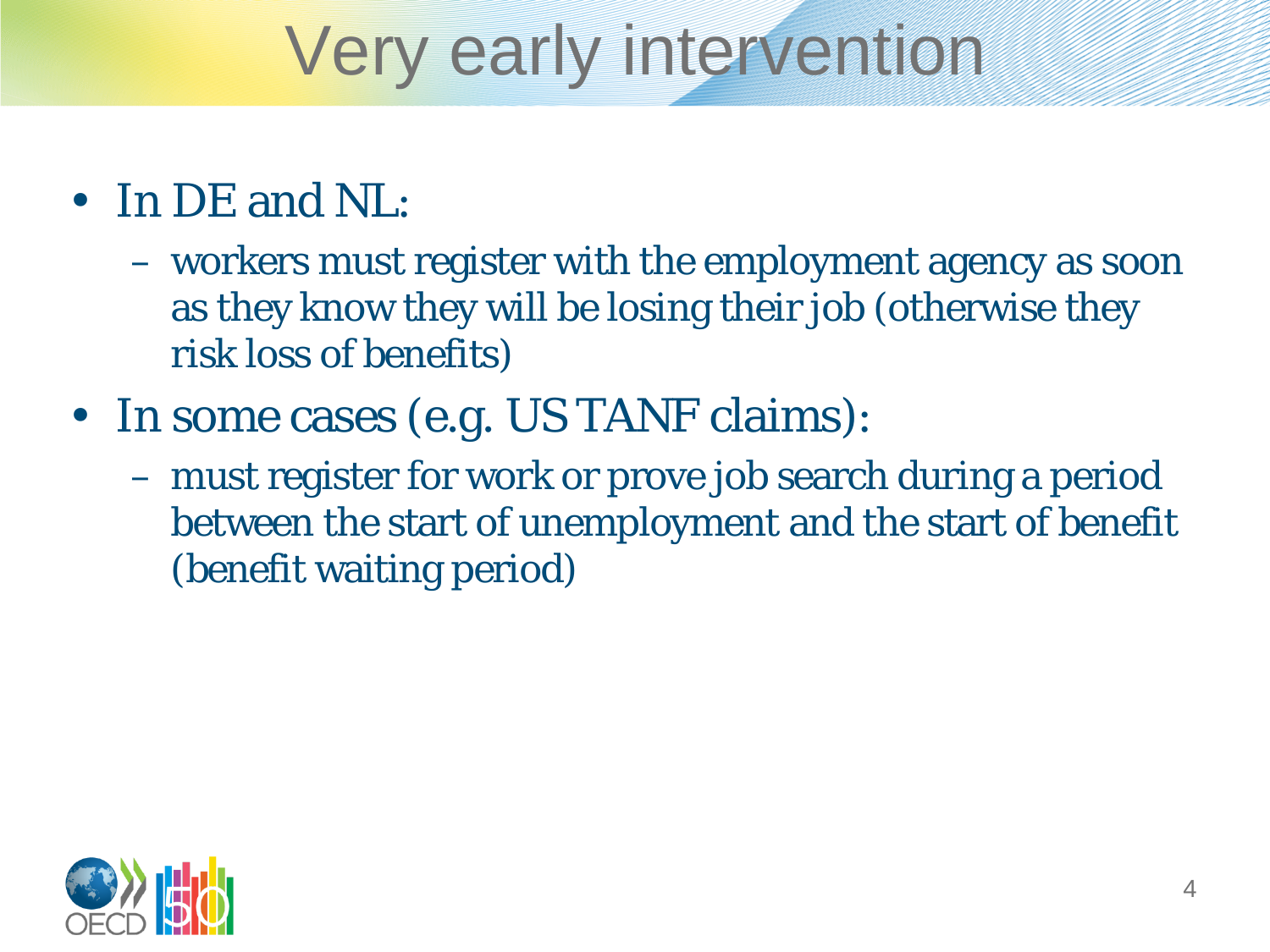# Very early intervention

- In DE and NL:
  - workers must register with the employment agency as soon as they know they will be losing their job (otherwise they risk loss of benefits)
- In some cases (e.g. US TANF claims):
  - must register for work or prove job search during a period between the start of unemployment and the start of benefit (benefit waiting period)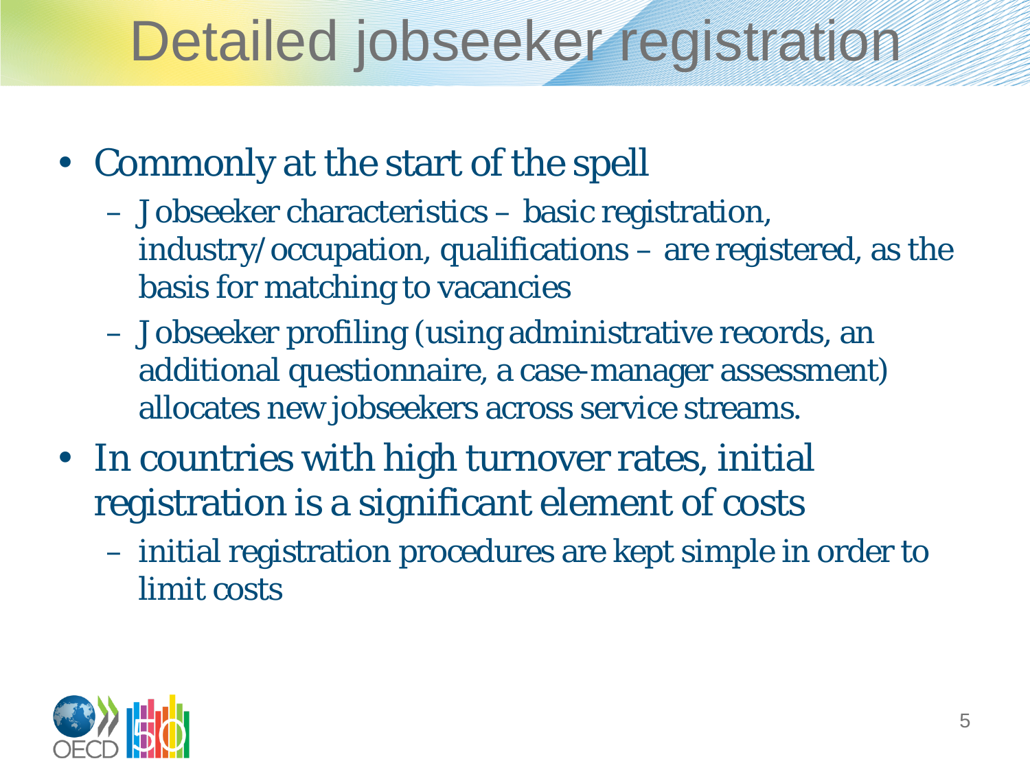# Detailed jobseeker registration

- Commonly at the start of the spell
  - Jobseeker characteristics – basic registration, industry/occupation, qualifications – are registered, as the basis for matching to vacancies
  - Jobseeker profiling (using administrative records, an additional questionnaire, a case-manager assessment) allocates new jobseekers across service streams.
- In countries with high turnover rates, initial registration is a significant element of costs
  - initial registration procedures are kept simple in order to limit costs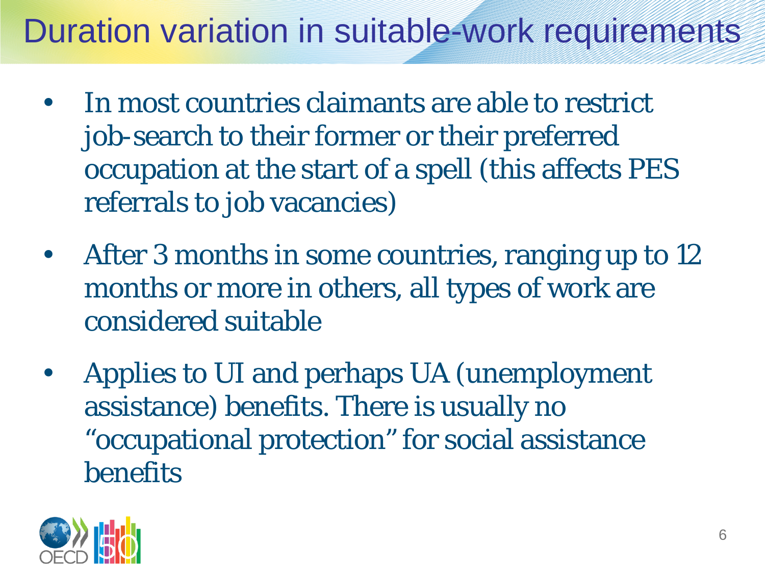# Duration variation in suitable-work requirements

- In most countries claimants are able to restrict job-search to their former or their preferred occupation at the start of a spell (this affects PES referrals to job vacancies)
- After 3 months in some countries, ranging up to 12 months or more in others, all types of work are considered suitable
- Applies to UI and perhaps UA (unemployment assistance) benefits. There is usually no "occupational protection" for social assistance benefits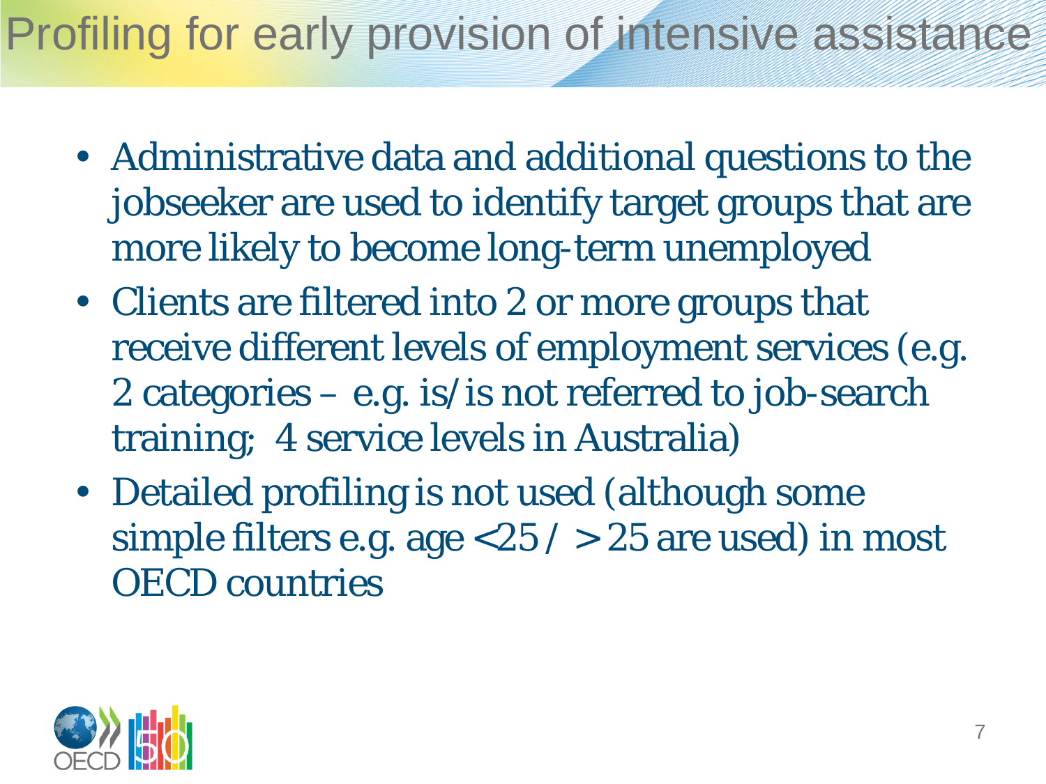# Profiling for early provision of intensive assistance

- Administrative data and additional questions to the jobseeker are used to identify target groups that are more likely to become long-term unemployed
- Clients are filtered into 2 or more groups that receive different levels of employment services (e.g. 2 categories – e.g. is/is not referred to job-search training; 4 service levels in Australia)
- Detailed profiling is not used (although some simple filters e.g. age <25 / > 25 are used) in most OECD countries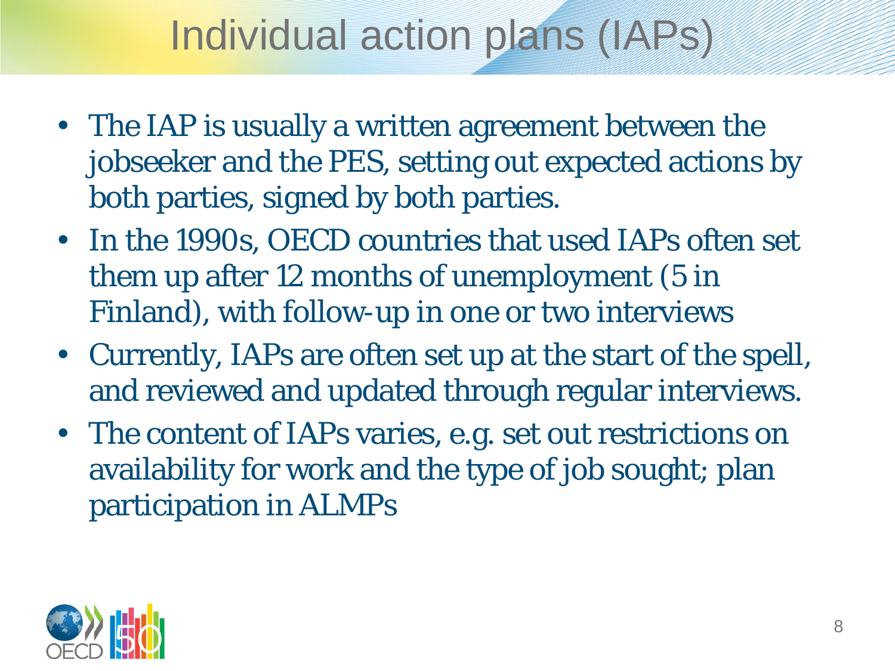# Individual action plans (IAPs)

- The IAP is usually a written agreement between the jobseeker and the PES, setting out expected actions by both parties, signed by both parties.
- In the 1990s, OECD countries that used IAPs often set them up after 12 months of unemployment (5 in Finland), with follow-up in one or two interviews
- Currently, IAPs are often set up at the start of the spell, and reviewed and updated through regular interviews.
- The content of IAPs varies, e.g. set out restrictions on availability for work and the type of job sought; plan participation in ALMPs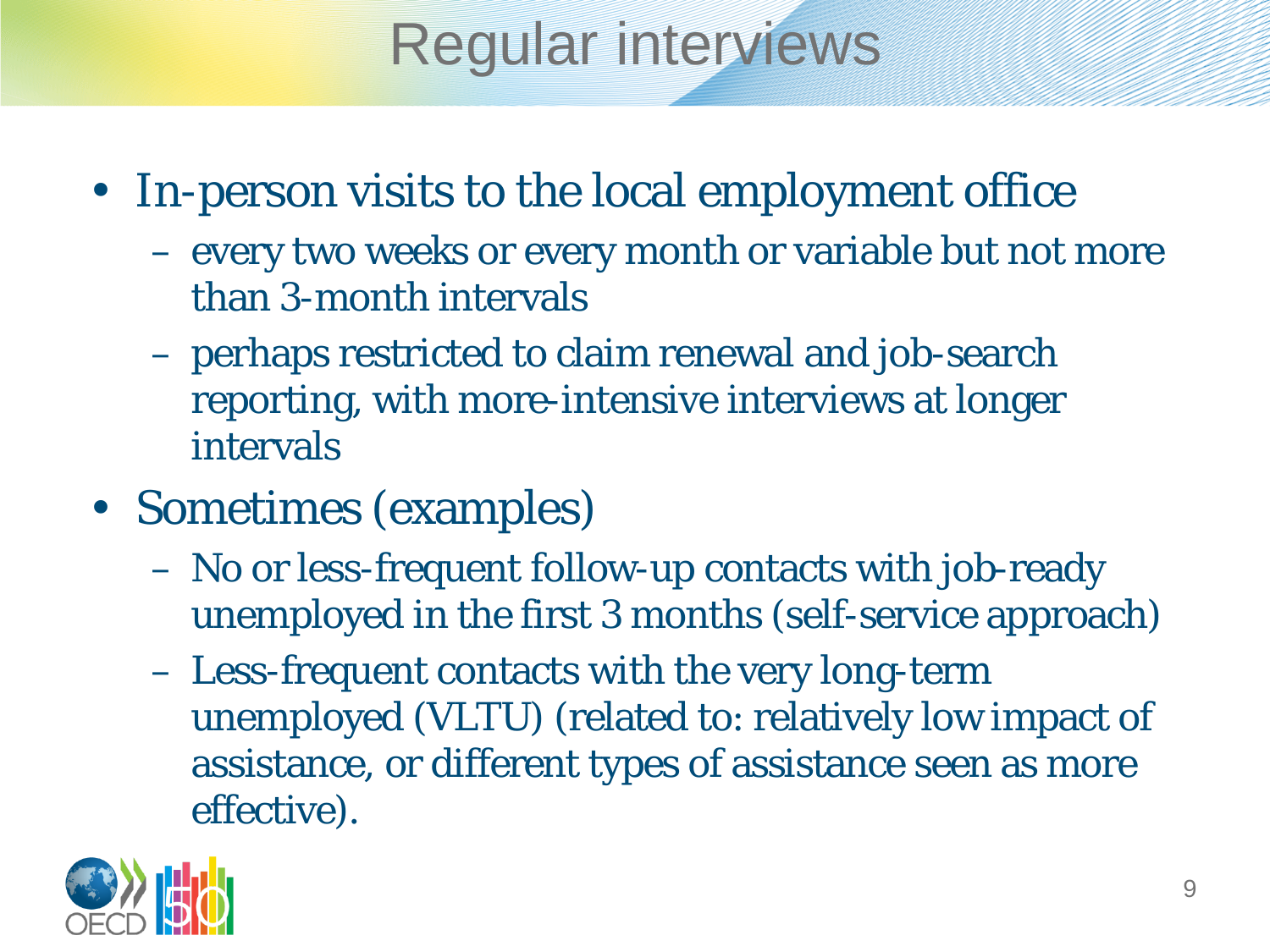# Regular interviews

- In-person visits to the local employment office
  - every two weeks or every month or variable but not more than 3-month intervals
  - perhaps restricted to claim renewal and job-search reporting, with more-intensive interviews at longer intervals
- Sometimes (examples)
  - No or less-frequent follow-up contacts with job-ready unemployed in the first 3 months (self-service approach)
  - Less-frequent contacts with the very long-term unemployed (VLTU) (related to: relatively low impact of assistance, or different types of assistance seen as more effective).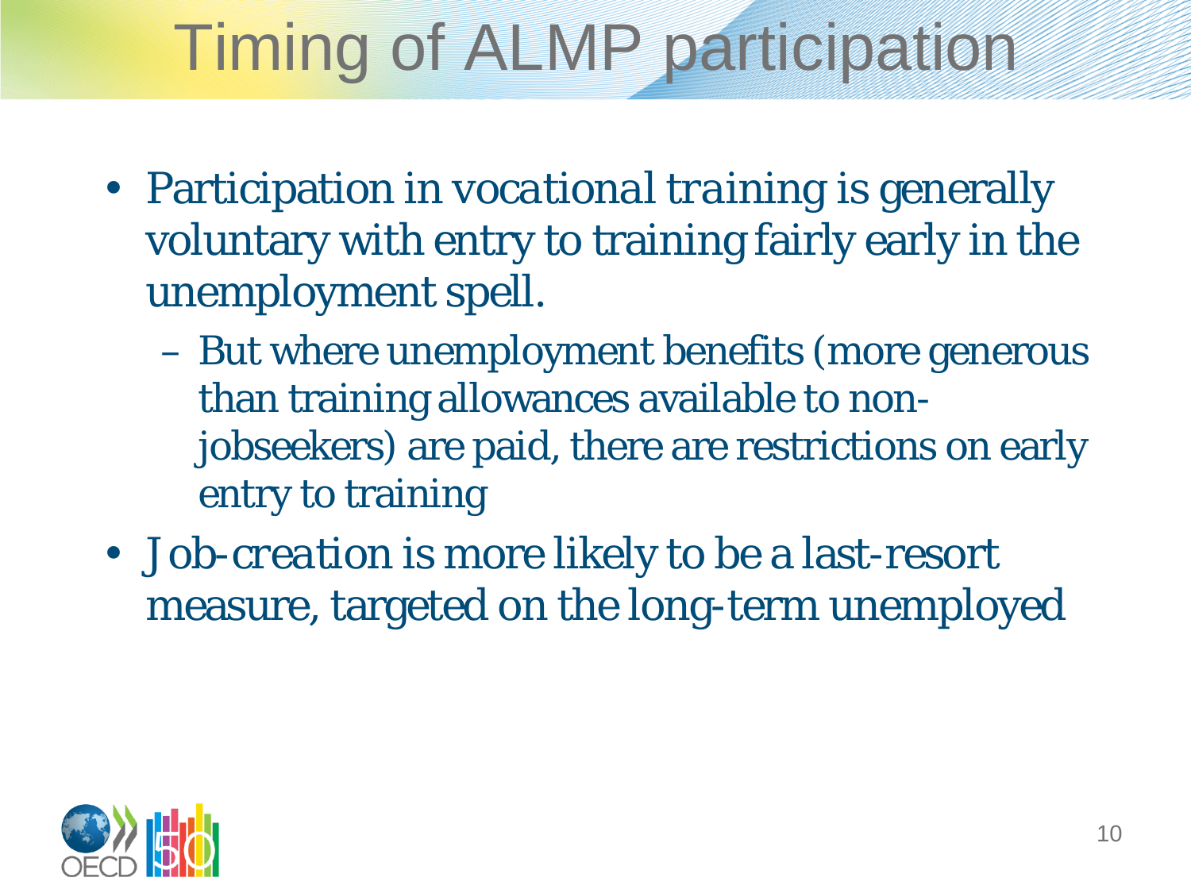# Timing of ALMP participation

- Participation in *vocational training* is generally voluntary with entry to training fairly early in the unemployment spell.
  - But where unemployment benefits (more generous than training allowances available to non-jobseekers) are paid, there are restrictions on early entry to training
- *Job-creation* is more likely to be a last-resort measure, targeted on the long-term unemployed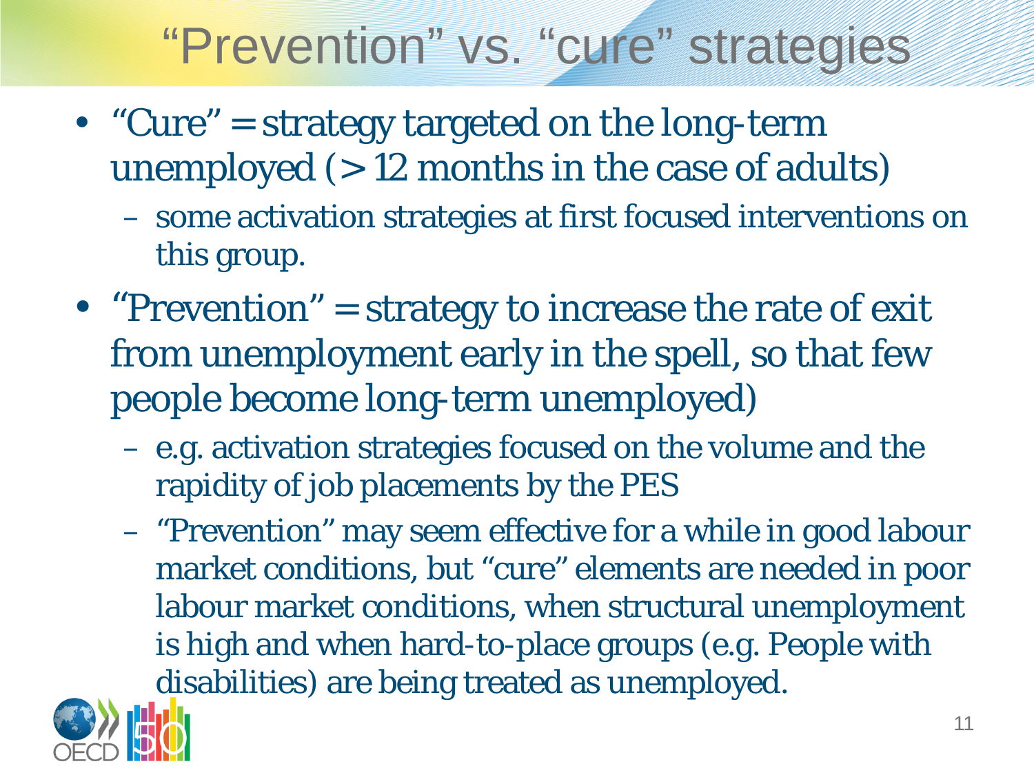# "Prevention" vs. "cure" strategies

- "Cure" = strategy targeted on the long-term unemployed (> 12 months in the case of adults)
  - some activation strategies at first focused interventions on this group.
- "Prevention" = strategy to increase the rate of exit from unemployment early in the spell, so that few people become long-term unemployed)
  - e.g. activation strategies focused on the volume and the rapidity of job placements by the PES
  - "Prevention" may seem effective for a while in good labour market conditions, but "cure" elements are needed in poor labour market conditions, when structural unemployment is high and when hard-to-place groups (e.g. People with disabilities) are being treated as unemployed.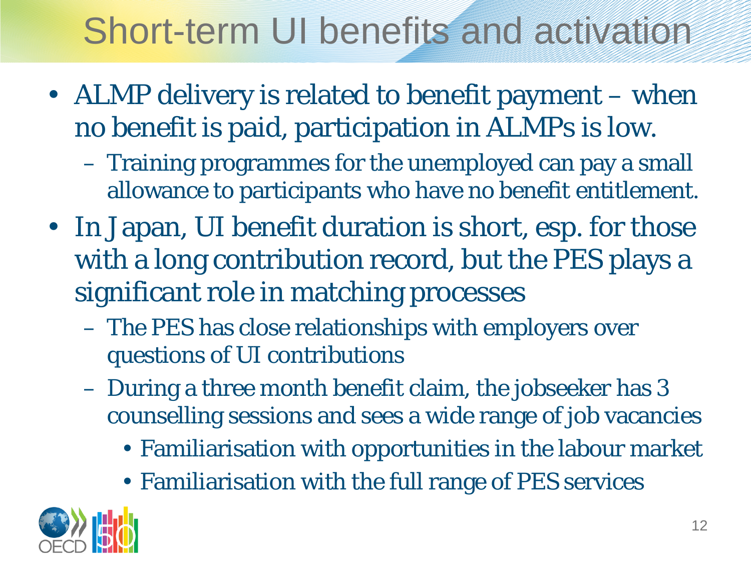# Short-term UI benefits and activation

- ALMP delivery is related to benefit payment – when no benefit is paid, participation in ALMPs is low.
  - Training programmes for the unemployed can pay a small allowance to participants who have no benefit entitlement.
- In Japan, UI benefit duration is short, esp. for those with a long contribution record, but the PES plays a significant role in matching processes
  - The PES has close relationships with employers over questions of UI contributions
  - During a three month benefit claim, the jobseeker has 3 counselling sessions and sees a wide range of job vacancies
    - Familiarisation with opportunities in the labour market
    - Familiarisation with the full range of PES services